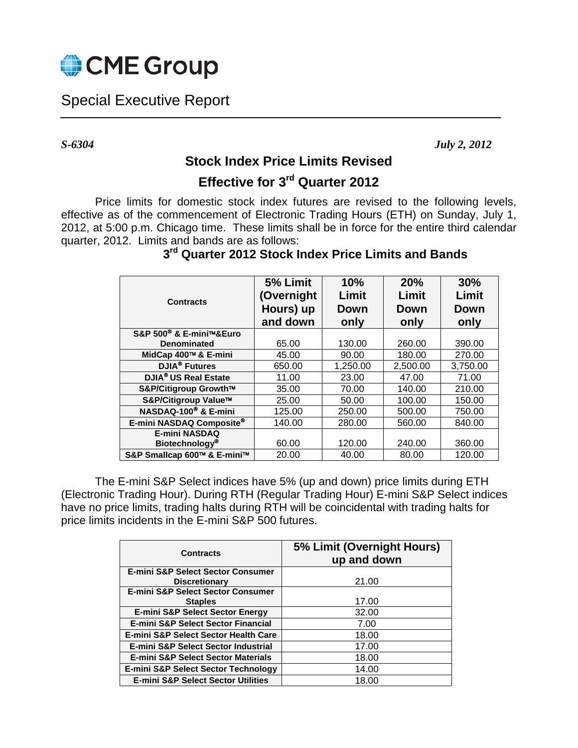# CME Group

## Special Executive Report

*S-6304* *July 2, 2012*

### Stock Index Price Limits Revised

### Effective for 3rd Quarter 2012

Price limits for domestic stock index futures are revised to the following levels, effective as of the commencement of Electronic Trading Hours (ETH) on Sunday, July 1, 2012, at 5:00 p.m. Chicago time. These limits shall be in force for the entire third calendar quarter, 2012. Limits and bands are as follows:

### 3rd Quarter 2012 Stock Index Price Limits and Bands

| Contracts | 5% Limit (Overnight Hours) up and down | 10% Limit Down only | 20% Limit Down only | 30% Limit Down only |
|---|---|---|---|---|
| S&P 500® & E-mini™&Euro Denominated | 65.00 | 130.00 | 260.00 | 390.00 |
| MidCap 400™ & E-mini | 45.00 | 90.00 | 180.00 | 270.00 |
| DJIA® Futures | 650.00 | 1,250.00 | 2,500.00 | 3,750.00 |
| DJIA® US Real Estate | 11.00 | 23.00 | 47.00 | 71.00 |
| S&P/Citigroup Growth™ | 35.00 | 70.00 | 140.00 | 210.00 |
| S&P/Citigroup Value™ | 25.00 | 50.00 | 100.00 | 150.00 |
| NASDAQ-100® & E-mini | 125.00 | 250.00 | 500.00 | 750.00 |
| E-mini NASDAQ Composite® | 140.00 | 280.00 | 560.00 | 840.00 |
| E-mini NASDAQ Biotechnology® | 60.00 | 120.00 | 240.00 | 360.00 |
| S&P Smallcap 600™ & E-mini™ | 20.00 | 40.00 | 80.00 | 120.00 |

The E-mini S&P Select indices have 5% (up and down) price limits during ETH (Electronic Trading Hour). During RTH (Regular Trading Hour) E-mini S&P Select indices have no price limits, trading halts during RTH will be coincidental with trading halts for price limits incidents in the E-mini S&P 500 futures.

| Contracts | 5% Limit (Overnight Hours) up and down |
|---|---|
| E-mini S&P Select Sector Consumer Discretionary | 21.00 |
| E-mini S&P Select Sector Consumer Staples | 17.00 |
| E-mini S&P Select Sector Energy | 32.00 |
| E-mini S&P Select Sector Financial | 7.00 |
| E-mini S&P Select Sector Health Care | 18.00 |
| E-mini S&P Select Sector Industrial | 17.00 |
| E-mini S&P Select Sector Materials | 18.00 |
| E-mini S&P Select Sector Technology | 14.00 |
| E-mini S&P Select Sector Utilities | 18.00 |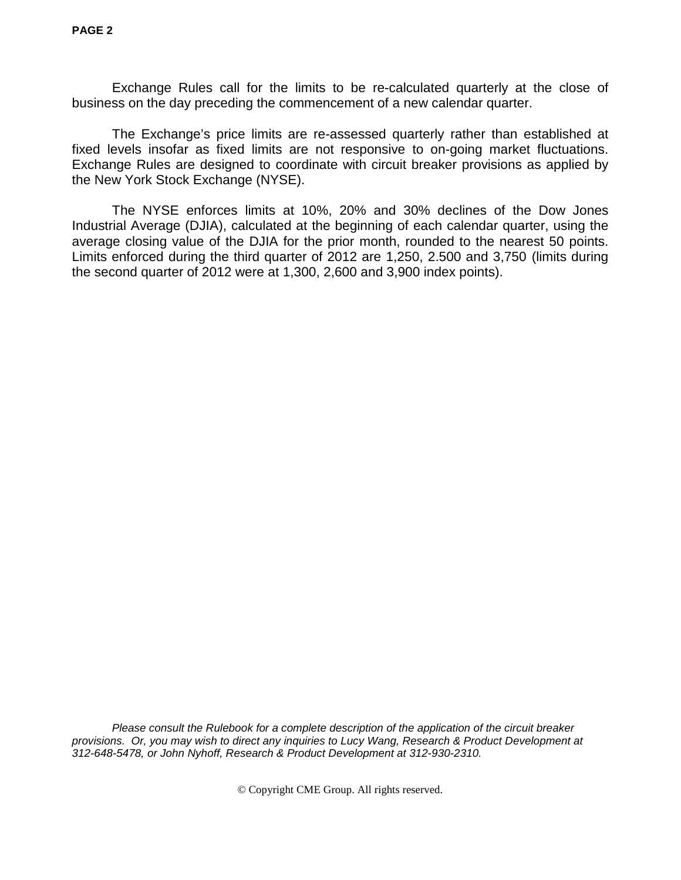Exchange Rules call for the limits to be re-calculated quarterly at the close of business on the day preceding the commencement of a new calendar quarter.

The Exchange's price limits are re-assessed quarterly rather than established at fixed levels insofar as fixed limits are not responsive to on-going market fluctuations. Exchange Rules are designed to coordinate with circuit breaker provisions as applied by the New York Stock Exchange (NYSE).

The NYSE enforces limits at 10%, 20% and 30% declines of the Dow Jones Industrial Average (DJIA), calculated at the beginning of each calendar quarter, using the average closing value of the DJIA for the prior month, rounded to the nearest 50 points. Limits enforced during the third quarter of 2012 are 1,250, 2.500 and 3,750 (limits during the second quarter of 2012 were at 1,300, 2,600 and 3,900 index points).

*Please consult the Rulebook for a complete description of the application of the circuit breaker provisions. Or, you may wish to direct any inquiries to Lucy Wang, Research & Product Development at 312-648-5478, or John Nyhoff, Research & Product Development at 312-930-2310.*

© Copyright CME Group. All rights reserved.